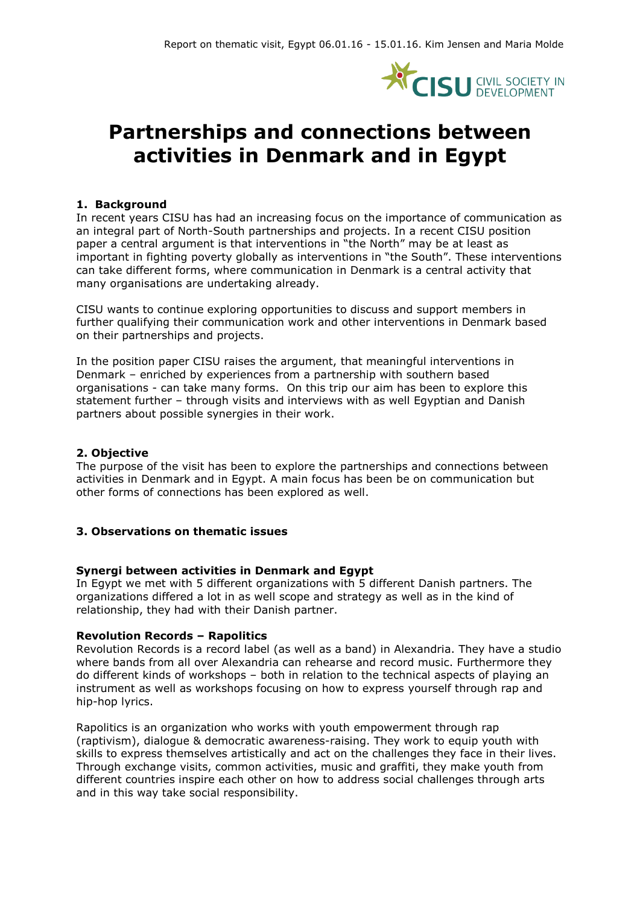# Partnerships and connections between activities in Denmark and in Egypt

## 1. Background

In recent years CISU has had an increasing focus on the importance of communication as an integral part of North-South partnerships and projects. In a recent CISU position paper a central argument is that interventions in "the North" may be at least as important in fighting poverty globally as interventions in "the South". These interventions can take different forms, where communication in Denmark is a central activity that many organisations are undertaking already.

CISU wants to continue exploring opportunities to discuss and support members in further qualifying their communication work and other interventions in Denmark based on their partnerships and projects.

In the position paper CISU raises the argument, that meaningful interventions in Denmark – enriched by experiences from a partnership with southern based organisations - can take many forms. On this trip our aim has been to explore this statement further – through visits and interviews with as well Egyptian and Danish partners about possible synergies in their work.

## 2. Objective

The purpose of the visit has been to explore the partnerships and connections between activities in Denmark and in Egypt. A main focus has been be on communication but other forms of connections has been explored as well.

## 3. Observations on thematic issues

### Synergi between activities in Denmark and Egypt

In Egypt we met with 5 different organizations with 5 different Danish partners. The organizations differed a lot in as well scope and strategy as well as in the kind of relationship, they had with their Danish partner.

### Revolution Records – Rapolitics

Revolution Records is a record label (as well as a band) in Alexandria. They have a studio where bands from all over Alexandria can rehearse and record music. Furthermore they do different kinds of workshops – both in relation to the technical aspects of playing an instrument as well as workshops focusing on how to express yourself through rap and hip-hop lyrics.

Rapolitics is an organization who works with youth empowerment through rap (raptivism), dialogue & democratic awareness-raising. They work to equip youth with skills to express themselves artistically and act on the challenges they face in their lives. Through exchange visits, common activities, music and graffiti, they make youth from different countries inspire each other on how to address social challenges through arts and in this way take social responsibility.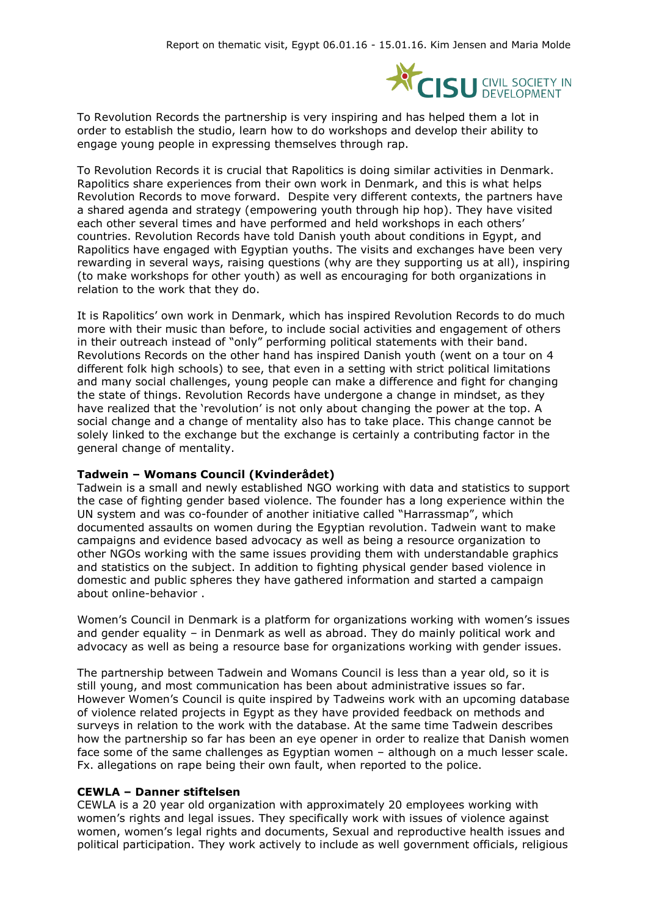To Revolution Records the partnership is very inspiring and has helped them a lot in order to establish the studio, learn how to do workshops and develop their ability to engage young people in expressing themselves through rap.

To Revolution Records it is crucial that Rapolitics is doing similar activities in Denmark. Rapolitics share experiences from their own work in Denmark, and this is what helps Revolution Records to move forward. Despite very different contexts, the partners have a shared agenda and strategy (empowering youth through hip hop). They have visited each other several times and have performed and held workshops in each others' countries. Revolution Records have told Danish youth about conditions in Egypt, and Rapolitics have engaged with Egyptian youths. The visits and exchanges have been very rewarding in several ways, raising questions (why are they supporting us at all), inspiring (to make workshops for other youth) as well as encouraging for both organizations in relation to the work that they do.

It is Rapolitics' own work in Denmark, which has inspired Revolution Records to do much more with their music than before, to include social activities and engagement of others in their outreach instead of "only" performing political statements with their band. Revolutions Records on the other hand has inspired Danish youth (went on a tour on 4 different folk high schools) to see, that even in a setting with strict political limitations and many social challenges, young people can make a difference and fight for changing the state of things. Revolution Records have undergone a change in mindset, as they have realized that the 'revolution' is not only about changing the power at the top. A social change and a change of mentality also has to take place. This change cannot be solely linked to the exchange but the exchange is certainly a contributing factor in the general change of mentality.

**Tadwein – Womans Council (Kvinderådet)**

Tadwein is a small and newly established NGO working with data and statistics to support the case of fighting gender based violence. The founder has a long experience within the UN system and was co-founder of another initiative called "Harrassmap", which documented assaults on women during the Egyptian revolution. Tadwein want to make campaigns and evidence based advocacy as well as being a resource organization to other NGOs working with the same issues providing them with understandable graphics and statistics on the subject. In addition to fighting physical gender based violence in domestic and public spheres they have gathered information and started a campaign about online-behavior .

Women's Council in Denmark is a platform for organizations working with women's issues and gender equality – in Denmark as well as abroad. They do mainly political work and advocacy as well as being a resource base for organizations working with gender issues.

The partnership between Tadwein and Womans Council is less than a year old, so it is still young, and most communication has been about administrative issues so far. However Women's Council is quite inspired by Tadweins work with an upcoming database of violence related projects in Egypt as they have provided feedback on methods and surveys in relation to the work with the database. At the same time Tadwein describes how the partnership so far has been an eye opener in order to realize that Danish women face some of the same challenges as Egyptian women – although on a much lesser scale. Fx. allegations on rape being their own fault, when reported to the police.

**CEWLA – Danner stiftelsen**

CEWLA is a 20 year old organization with approximately 20 employees working with women's rights and legal issues. They specifically work with issues of violence against women, women's legal rights and documents, Sexual and reproductive health issues and political participation. They work actively to include as well government officials, religious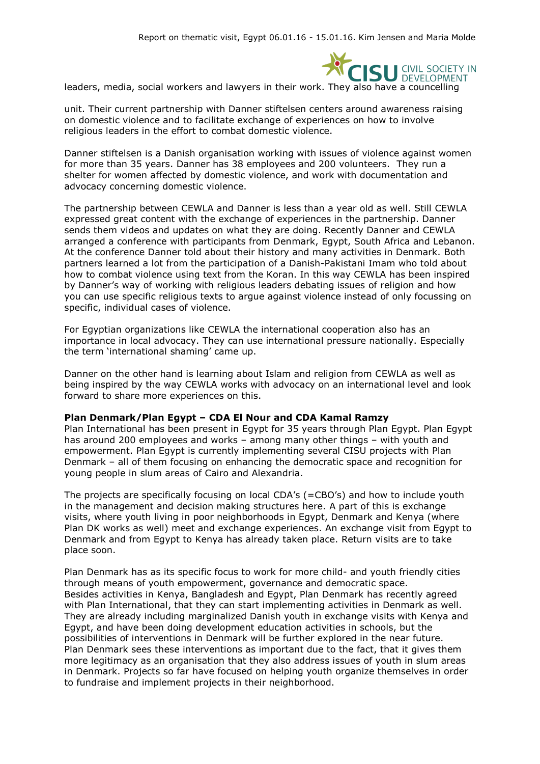leaders, media, social workers and lawyers in their work. They also have a councelling

unit. Their current partnership with Danner stiftelsen centers around awareness raising on domestic violence and to facilitate exchange of experiences on how to involve religious leaders in the effort to combat domestic violence.

Danner stiftelsen is a Danish organisation working with issues of violence against women for more than 35 years. Danner has 38 employees and 200 volunteers. They run a shelter for women affected by domestic violence, and work with documentation and advocacy concerning domestic violence.

The partnership between CEWLA and Danner is less than a year old as well. Still CEWLA expressed great content with the exchange of experiences in the partnership. Danner sends them videos and updates on what they are doing. Recently Danner and CEWLA arranged a conference with participants from Denmark, Egypt, South Africa and Lebanon. At the conference Danner told about their history and many activities in Denmark. Both partners learned a lot from the participation of a Danish-Pakistani Imam who told about how to combat violence using text from the Koran. In this way CEWLA has been inspired by Danner's way of working with religious leaders debating issues of religion and how you can use specific religious texts to argue against violence instead of only focussing on specific, individual cases of violence.

For Egyptian organizations like CEWLA the international cooperation also has an importance in local advocacy. They can use international pressure nationally. Especially the term 'international shaming' came up.

Danner on the other hand is learning about Islam and religion from CEWLA as well as being inspired by the way CEWLA works with advocacy on an international level and look forward to share more experiences on this.

**Plan Denmark/Plan Egypt – CDA El Nour and CDA Kamal Ramzy**

Plan International has been present in Egypt for 35 years through Plan Egypt. Plan Egypt has around 200 employees and works – among many other things – with youth and empowerment. Plan Egypt is currently implementing several CISU projects with Plan Denmark – all of them focusing on enhancing the democratic space and recognition for young people in slum areas of Cairo and Alexandria.

The projects are specifically focusing on local CDA's (=CBO's) and how to include youth in the management and decision making structures here. A part of this is exchange visits, where youth living in poor neighborhoods in Egypt, Denmark and Kenya (where Plan DK works as well) meet and exchange experiences. An exchange visit from Egypt to Denmark and from Egypt to Kenya has already taken place. Return visits are to take place soon.

Plan Denmark has as its specific focus to work for more child- and youth friendly cities through means of youth empowerment, governance and democratic space.
Besides activities in Kenya, Bangladesh and Egypt, Plan Denmark has recently agreed with Plan International, that they can start implementing activities in Denmark as well. They are already including marginalized Danish youth in exchange visits with Kenya and Egypt, and have been doing development education activities in schools, but the possibilities of interventions in Denmark will be further explored in the near future.
Plan Denmark sees these interventions as important due to the fact, that it gives them more legitimacy as an organisation that they also address issues of youth in slum areas in Denmark. Projects so far have focused on helping youth organize themselves in order to fundraise and implement projects in their neighborhood.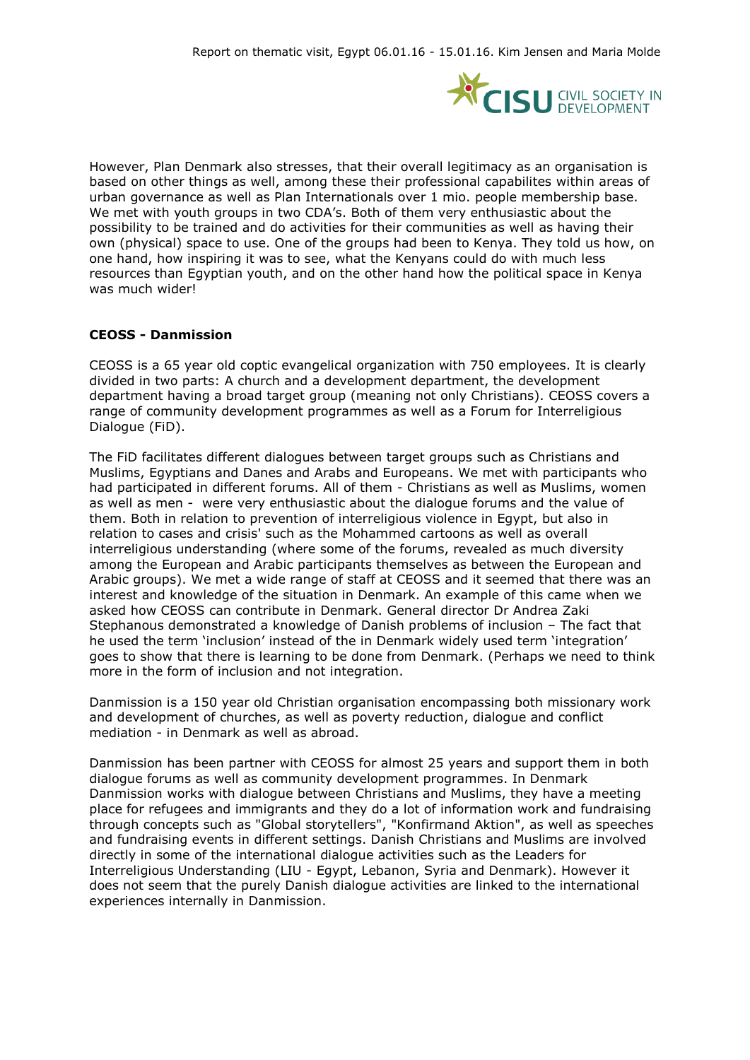However, Plan Denmark also stresses, that their overall legitimacy as an organisation is based on other things as well, among these their professional capabilites within areas of urban governance as well as Plan Internationals over 1 mio. people membership base. We met with youth groups in two CDA's. Both of them very enthusiastic about the possibility to be trained and do activities for their communities as well as having their own (physical) space to use. One of the groups had been to Kenya. They told us how, on one hand, how inspiring it was to see, what the Kenyans could do with much less resources than Egyptian youth, and on the other hand how the political space in Kenya was much wider!

**CEOSS - Danmission**

CEOSS is a 65 year old coptic evangelical organization with 750 employees. It is clearly divided in two parts: A church and a development department, the development department having a broad target group (meaning not only Christians). CEOSS covers a range of community development programmes as well as a Forum for Interreligious Dialogue (FiD).

The FiD facilitates different dialogues between target groups such as Christians and Muslims, Egyptians and Danes and Arabs and Europeans. We met with participants who had participated in different forums. All of them - Christians as well as Muslims, women as well as men - were very enthusiastic about the dialogue forums and the value of them. Both in relation to prevention of interreligious violence in Egypt, but also in relation to cases and crisis' such as the Mohammed cartoons as well as overall interreligious understanding (where some of the forums, revealed as much diversity among the European and Arabic participants themselves as between the European and Arabic groups). We met a wide range of staff at CEOSS and it seemed that there was an interest and knowledge of the situation in Denmark. An example of this came when we asked how CEOSS can contribute in Denmark. General director Dr Andrea Zaki Stephanous demonstrated a knowledge of Danish problems of inclusion – The fact that he used the term 'inclusion' instead of the in Denmark widely used term 'integration' goes to show that there is learning to be done from Denmark. (Perhaps we need to think more in the form of inclusion and not integration.

Danmission is a 150 year old Christian organisation encompassing both missionary work and development of churches, as well as poverty reduction, dialogue and conflict mediation - in Denmark as well as abroad.

Danmission has been partner with CEOSS for almost 25 years and support them in both dialogue forums as well as community development programmes. In Denmark Danmission works with dialogue between Christians and Muslims, they have a meeting place for refugees and immigrants and they do a lot of information work and fundraising through concepts such as "Global storytellers", "Konfirmand Aktion", as well as speeches and fundraising events in different settings. Danish Christians and Muslims are involved directly in some of the international dialogue activities such as the Leaders for Interreligious Understanding (LIU - Egypt, Lebanon, Syria and Denmark). However it does not seem that the purely Danish dialogue activities are linked to the international experiences internally in Danmission.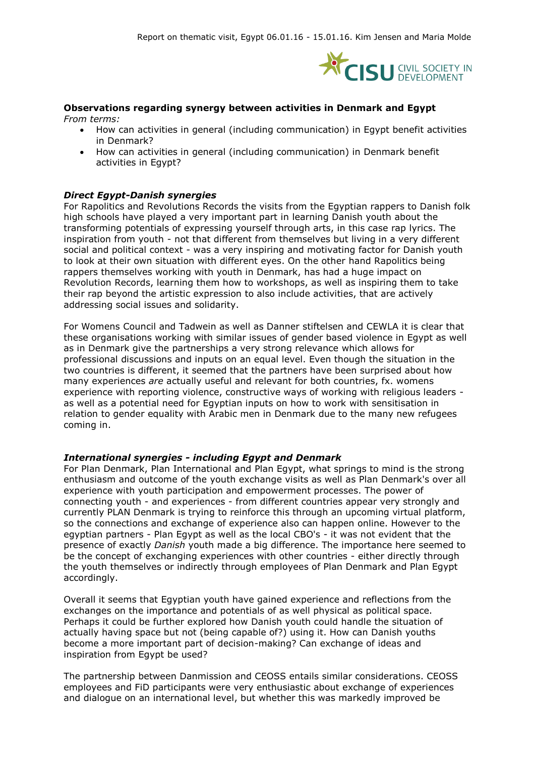**Observations regarding synergy between activities in Denmark and Egypt**
*From terms:*

- How can activities in general (including communication) in Egypt benefit activities in Denmark?
- How can activities in general (including communication) in Denmark benefit activities in Egypt?

***Direct Egypt-Danish synergies***

For Rapolitics and Revolutions Records the visits from the Egyptian rappers to Danish folk high schools have played a very important part in learning Danish youth about the transforming potentials of expressing yourself through arts, in this case rap lyrics. The inspiration from youth - not that different from themselves but living in a very different social and political context - was a very inspiring and motivating factor for Danish youth to look at their own situation with different eyes. On the other hand Rapolitics being rappers themselves working with youth in Denmark, has had a huge impact on Revolution Records, learning them how to workshops, as well as inspiring them to take their rap beyond the artistic expression to also include activities, that are actively addressing social issues and solidarity.

For Womens Council and Tadwein as well as Danner stiftelsen and CEWLA it is clear that these organisations working with similar issues of gender based violence in Egypt as well as in Denmark give the partnerships a very strong relevance which allows for professional discussions and inputs on an equal level. Even though the situation in the two countries is different, it seemed that the partners have been surprised about how many experiences *are* actually useful and relevant for both countries, fx. womens experience with reporting violence, constructive ways of working with religious leaders - as well as a potential need for Egyptian inputs on how to work with sensitisation in relation to gender equality with Arabic men in Denmark due to the many new refugees coming in.

***International synergies - including Egypt and Denmark***

For Plan Denmark, Plan International and Plan Egypt, what springs to mind is the strong enthusiasm and outcome of the youth exchange visits as well as Plan Denmark's over all experience with youth participation and empowerment processes. The power of connecting youth - and experiences - from different countries appear very strongly and currently PLAN Denmark is trying to reinforce this through an upcoming virtual platform, so the connections and exchange of experience also can happen online. However to the egyptian partners - Plan Egypt as well as the local CBO's - it was not evident that the presence of exactly *Danish* youth made a big difference. The importance here seemed to be the concept of exchanging experiences with other countries - either directly through the youth themselves or indirectly through employees of Plan Denmark and Plan Egypt accordingly.

Overall it seems that Egyptian youth have gained experience and reflections from the exchanges on the importance and potentials of as well physical as political space. Perhaps it could be further explored how Danish youth could handle the situation of actually having space but not (being capable of?) using it. How can Danish youths become a more important part of decision-making? Can exchange of ideas and inspiration from Egypt be used?

The partnership between Danmission and CEOSS entails similar considerations. CEOSS employees and FiD participants were very enthusiastic about exchange of experiences and dialogue on an international level, but whether this was markedly improved be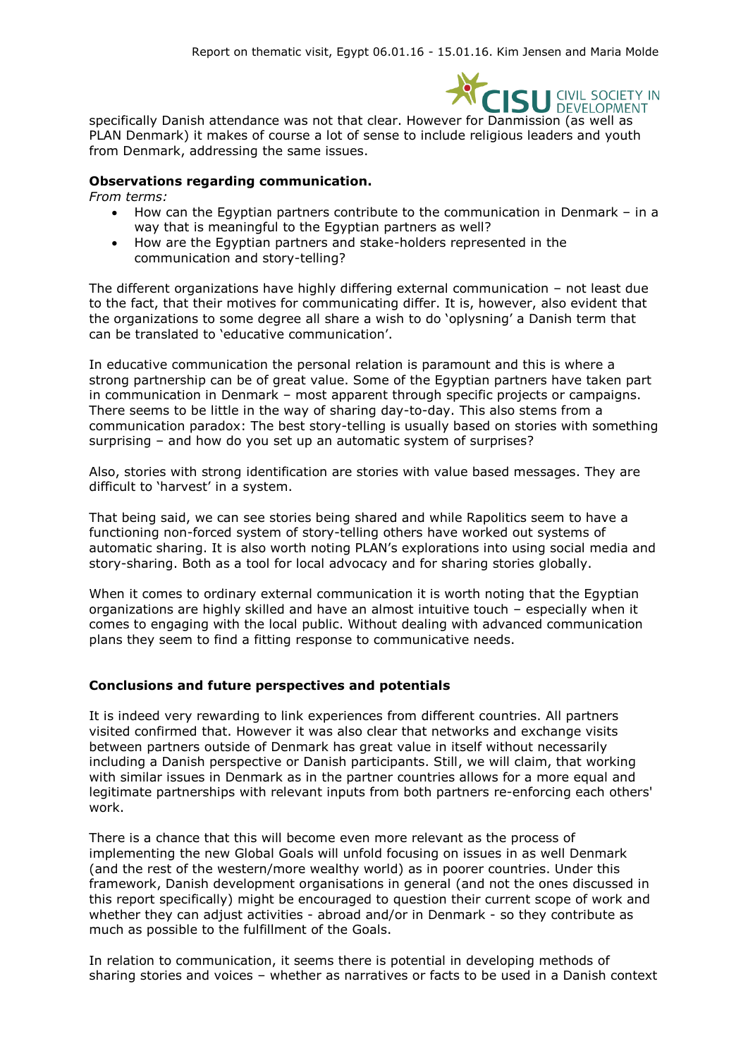specifically Danish attendance was not that clear. However for Danmission (as well as PLAN Denmark) it makes of course a lot of sense to include religious leaders and youth from Denmark, addressing the same issues.

**Observations regarding communication.**

*From terms:*

- How can the Egyptian partners contribute to the communication in Denmark – in a way that is meaningful to the Egyptian partners as well?
- How are the Egyptian partners and stake-holders represented in the communication and story-telling?

The different organizations have highly differing external communication – not least due to the fact, that their motives for communicating differ. It is, however, also evident that the organizations to some degree all share a wish to do 'oplysning' a Danish term that can be translated to 'educative communication'.

In educative communication the personal relation is paramount and this is where a strong partnership can be of great value. Some of the Egyptian partners have taken part in communication in Denmark – most apparent through specific projects or campaigns. There seems to be little in the way of sharing day-to-day. This also stems from a communication paradox: The best story-telling is usually based on stories with something surprising – and how do you set up an automatic system of surprises?

Also, stories with strong identification are stories with value based messages. They are difficult to 'harvest' in a system.

That being said, we can see stories being shared and while Rapolitics seem to have a functioning non-forced system of story-telling others have worked out systems of automatic sharing. It is also worth noting PLAN's explorations into using social media and story-sharing. Both as a tool for local advocacy and for sharing stories globally.

When it comes to ordinary external communication it is worth noting that the Egyptian organizations are highly skilled and have an almost intuitive touch – especially when it comes to engaging with the local public. Without dealing with advanced communication plans they seem to find a fitting response to communicative needs.

**Conclusions and future perspectives and potentials**

It is indeed very rewarding to link experiences from different countries. All partners visited confirmed that. However it was also clear that networks and exchange visits between partners outside of Denmark has great value in itself without necessarily including a Danish perspective or Danish participants. Still, we will claim, that working with similar issues in Denmark as in the partner countries allows for a more equal and legitimate partnerships with relevant inputs from both partners re-enforcing each others' work.

There is a chance that this will become even more relevant as the process of implementing the new Global Goals will unfold focusing on issues in as well Denmark (and the rest of the western/more wealthy world) as in poorer countries. Under this framework, Danish development organisations in general (and not the ones discussed in this report specifically) might be encouraged to question their current scope of work and whether they can adjust activities - abroad and/or in Denmark - so they contribute as much as possible to the fulfillment of the Goals.

In relation to communication, it seems there is potential in developing methods of sharing stories and voices – whether as narratives or facts to be used in a Danish context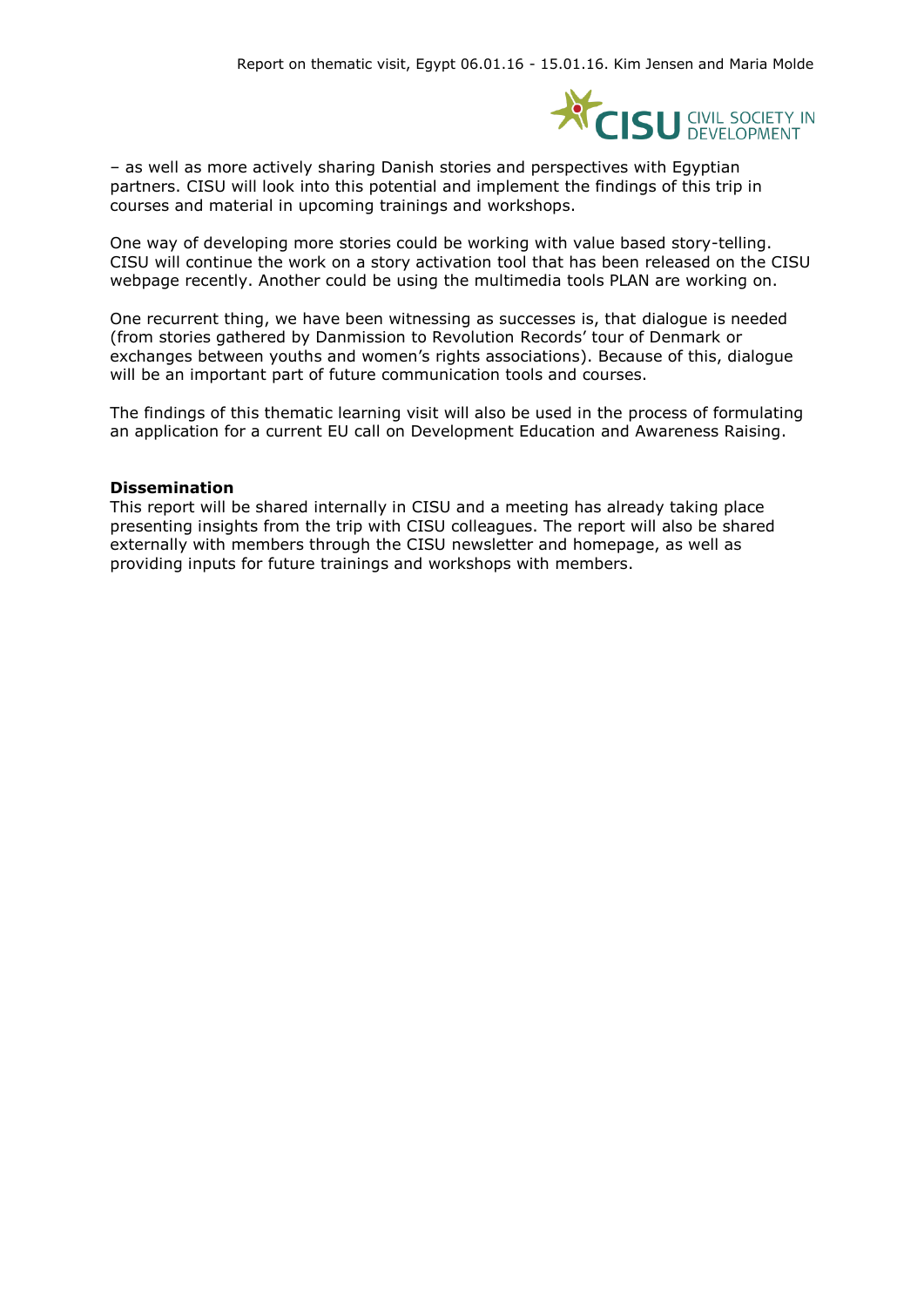– as well as more actively sharing Danish stories and perspectives with Egyptian partners. CISU will look into this potential and implement the findings of this trip in courses and material in upcoming trainings and workshops.

One way of developing more stories could be working with value based story-telling. CISU will continue the work on a story activation tool that has been released on the CISU webpage recently. Another could be using the multimedia tools PLAN are working on.

One recurrent thing, we have been witnessing as successes is, that dialogue is needed (from stories gathered by Danmission to Revolution Records' tour of Denmark or exchanges between youths and women's rights associations). Because of this, dialogue will be an important part of future communication tools and courses.

The findings of this thematic learning visit will also be used in the process of formulating an application for a current EU call on Development Education and Awareness Raising.

**Dissemination**

This report will be shared internally in CISU and a meeting has already taking place presenting insights from the trip with CISU colleagues. The report will also be shared externally with members through the CISU newsletter and homepage, as well as providing inputs for future trainings and workshops with members.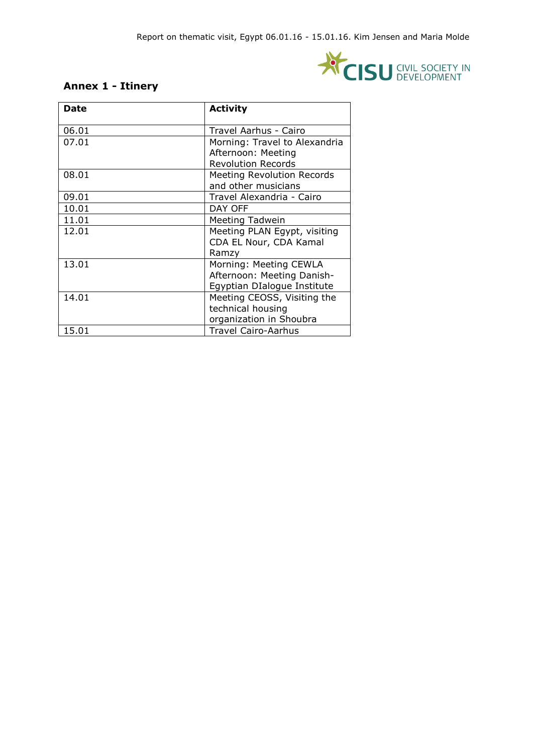## Annex 1 - Itinery

| Date | Activity |
|---|---|
| 06.01 | Travel Aarhus - Cairo |
| 07.01 | Morning: Travel to Alexandria Afternoon: Meeting Revolution Records |
| 08.01 | Meeting Revolution Records and other musicians |
| 09.01 | Travel Alexandria - Cairo |
| 10.01 | DAY OFF |
| 11.01 | Meeting Tadwein |
| 12.01 | Meeting PLAN Egypt, visiting CDA EL Nour, CDA Kamal Ramzy |
| 13.01 | Morning: Meeting CEWLA Afternoon: Meeting Danish-Egyptian DIalogue Institute |
| 14.01 | Meeting CEOSS, Visiting the technical housing organization in Shoubra |
| 15.01 | Travel Cairo-Aarhus |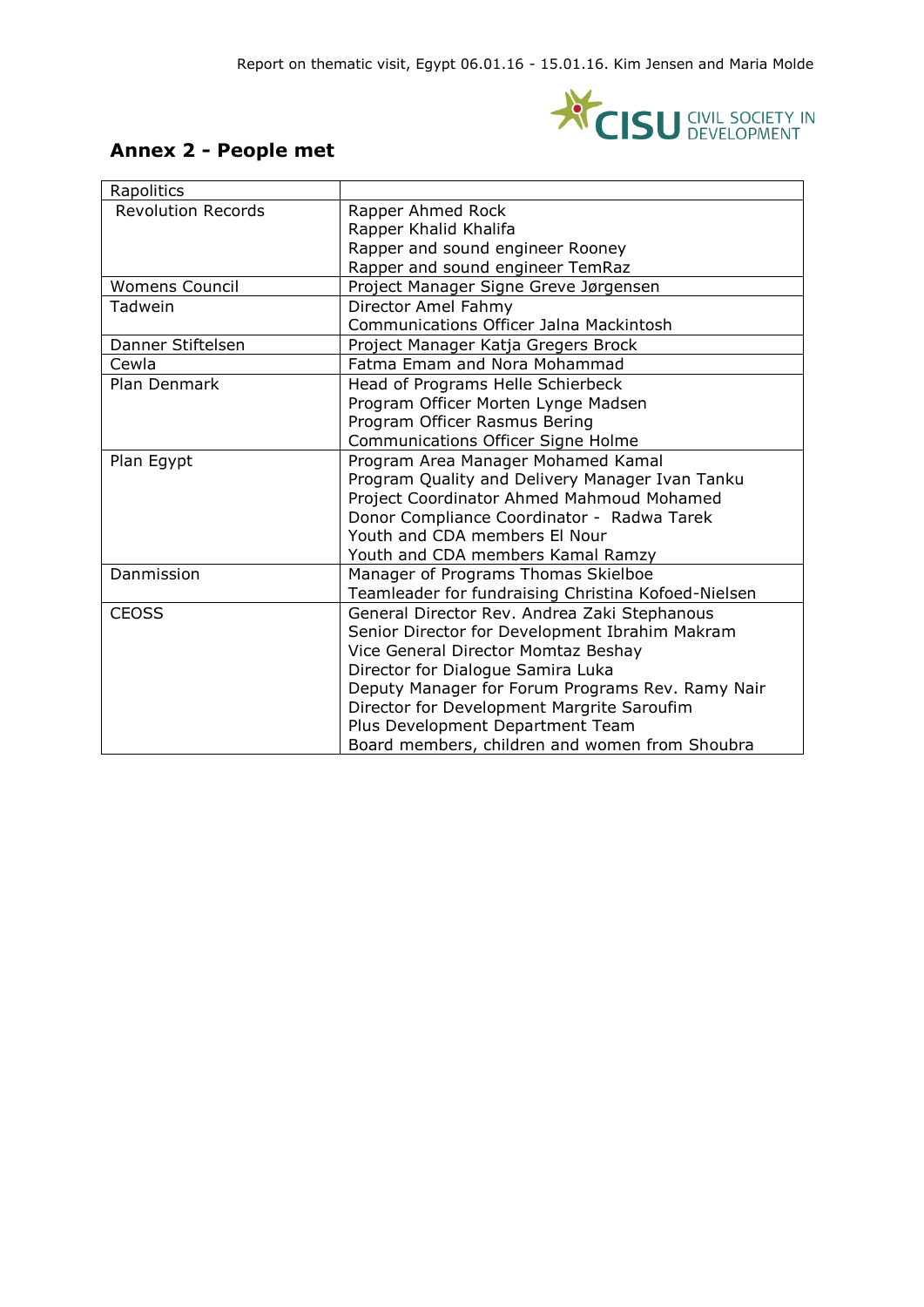## Annex 2 - People met

| Rapolitics | |
|---|---|
| Revolution Records | Rapper Ahmed Rock<br>Rapper Khalid Khalifa<br>Rapper and sound engineer Rooney<br>Rapper and sound engineer TemRaz |
| Womens Council | Project Manager Signe Greve Jørgensen |
| Tadwein | Director Amel Fahmy<br>Communications Officer Jalna Mackintosh |
| Danner Stiftelsen | Project Manager Katja Gregers Brock |
| Cewla | Fatma Emam and Nora Mohammad |
| Plan Denmark | Head of Programs Helle Schierbeck<br>Program Officer Morten Lynge Madsen<br>Program Officer Rasmus Bering<br>Communications Officer Signe Holme |
| Plan Egypt | Program Area Manager Mohamed Kamal<br>Program Quality and Delivery Manager Ivan Tanku<br>Project Coordinator Ahmed Mahmoud Mohamed<br>Donor Compliance Coordinator - Radwa Tarek<br>Youth and CDA members El Nour<br>Youth and CDA members Kamal Ramzy |
| Danmission | Manager of Programs Thomas Skielboe<br>Teamleader for fundraising Christina Kofoed-Nielsen |
| CEOSS | General Director Rev. Andrea Zaki Stephanous<br>Senior Director for Development Ibrahim Makram<br>Vice General Director Momtaz Beshay<br>Director for Dialogue Samira Luka<br>Deputy Manager for Forum Programs Rev. Ramy Nair<br>Director for Development Margrite Saroufim<br>Plus Development Department Team<br>Board members, children and women from Shoubra |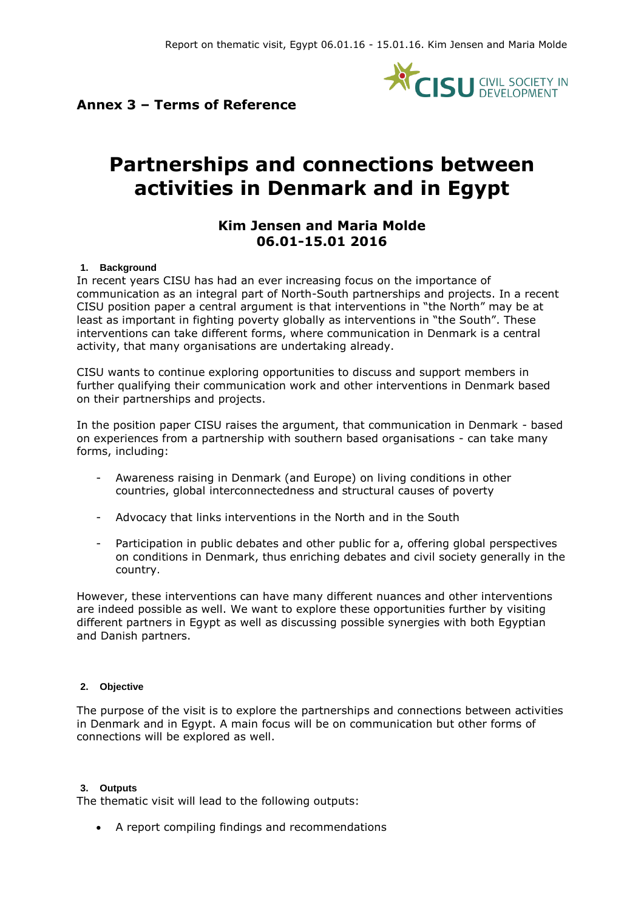**Annex 3 – Terms of Reference**

# Partnerships and connections between activities in Denmark and in Egypt

### Kim Jensen and Maria Molde
### 06.01-15.01 2016

#### 1. Background

In recent years CISU has had an ever increasing focus on the importance of communication as an integral part of North-South partnerships and projects. In a recent CISU position paper a central argument is that interventions in "the North" may be at least as important in fighting poverty globally as interventions in "the South". These interventions can take different forms, where communication in Denmark is a central activity, that many organisations are undertaking already.

CISU wants to continue exploring opportunities to discuss and support members in further qualifying their communication work and other interventions in Denmark based on their partnerships and projects.

In the position paper CISU raises the argument, that communication in Denmark - based on experiences from a partnership with southern based organisations - can take many forms, including:

- Awareness raising in Denmark (and Europe) on living conditions in other countries, global interconnectedness and structural causes of poverty
- Advocacy that links interventions in the North and in the South
- Participation in public debates and other public for a, offering global perspectives on conditions in Denmark, thus enriching debates and civil society generally in the country.

However, these interventions can have many different nuances and other interventions are indeed possible as well. We want to explore these opportunities further by visiting different partners in Egypt as well as discussing possible synergies with both Egyptian and Danish partners.

#### 2. Objective

The purpose of the visit is to explore the partnerships and connections between activities in Denmark and in Egypt. A main focus will be on communication but other forms of connections will be explored as well.

#### 3. Outputs

The thematic visit will lead to the following outputs:

- A report compiling findings and recommendations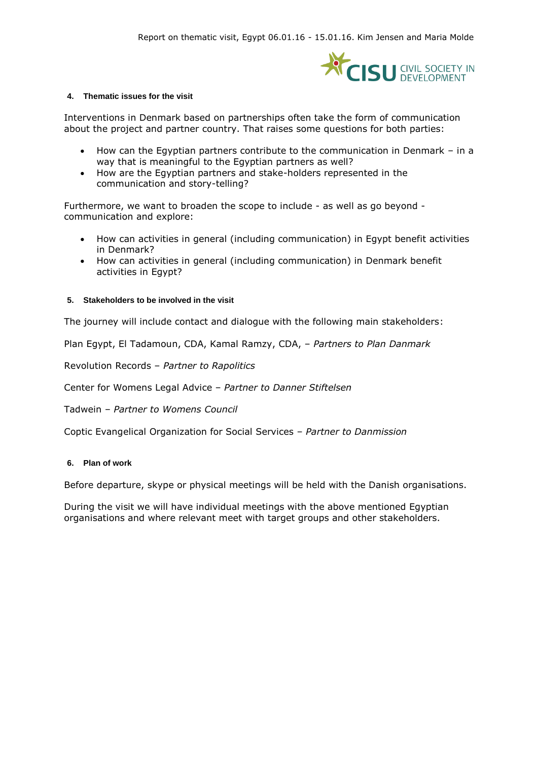## 4. Thematic issues for the visit

Interventions in Denmark based on partnerships often take the form of communication about the project and partner country. That raises some questions for both parties:

- How can the Egyptian partners contribute to the communication in Denmark – in a way that is meaningful to the Egyptian partners as well?
- How are the Egyptian partners and stake-holders represented in the communication and story-telling?

Furthermore, we want to broaden the scope to include - as well as go beyond - communication and explore:

- How can activities in general (including communication) in Egypt benefit activities in Denmark?
- How can activities in general (including communication) in Denmark benefit activities in Egypt?

## 5. Stakeholders to be involved in the visit

The journey will include contact and dialogue with the following main stakeholders:

Plan Egypt, El Tadamoun, CDA, Kamal Ramzy, CDA, – *Partners to Plan Danmark*

Revolution Records – *Partner to Rapolitics*

Center for Womens Legal Advice – *Partner to Danner Stiftelsen*

Tadwein – *Partner to Womens Council*

Coptic Evangelical Organization for Social Services – *Partner to Danmission*

## 6. Plan of work

Before departure, skype or physical meetings will be held with the Danish organisations.

During the visit we will have individual meetings with the above mentioned Egyptian organisations and where relevant meet with target groups and other stakeholders.